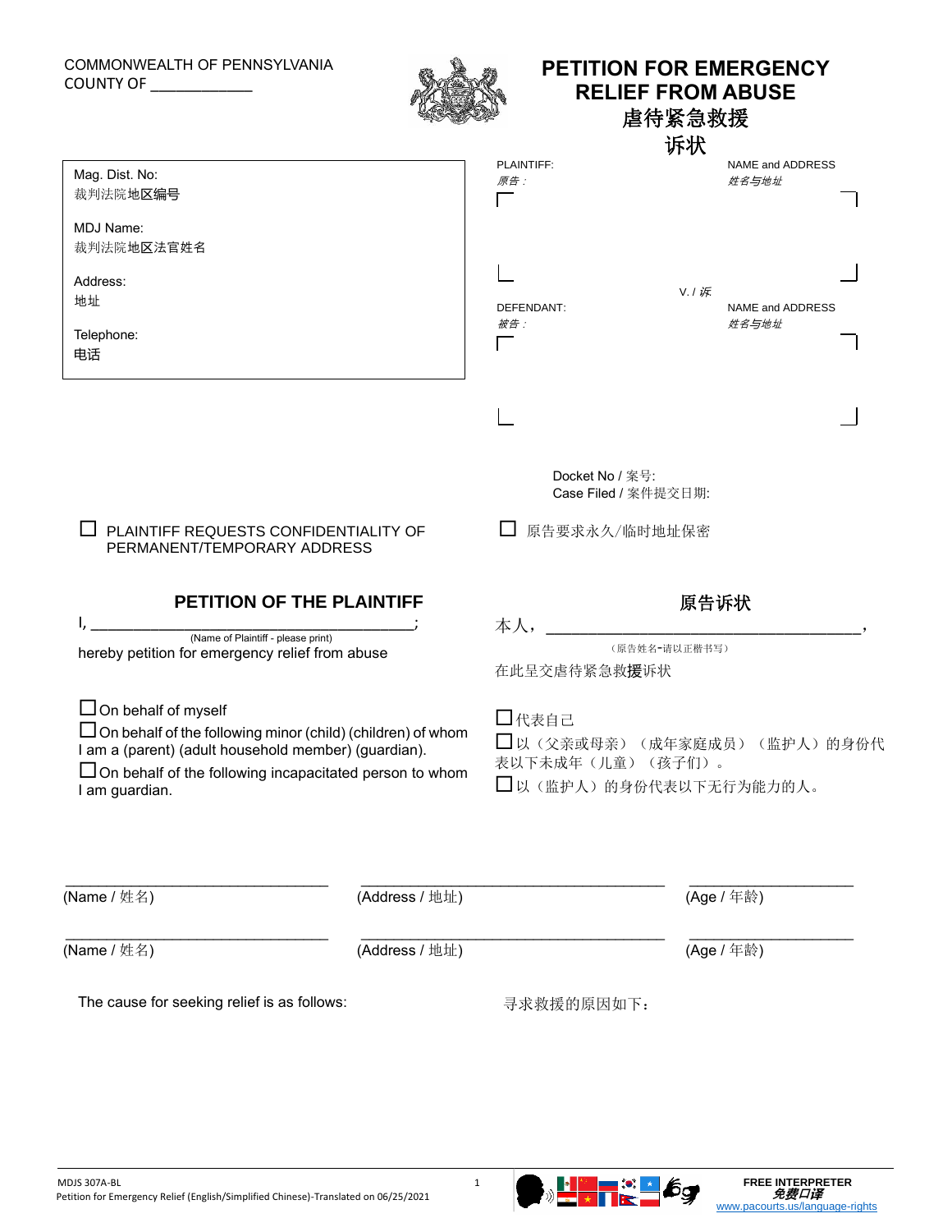COMMONWEALTH OF PENNSYLVANIA
COUNTY OF ____________

# PETITION FOR EMERGENCY RELIEF FROM ABUSE
# 虐待紧急救援诉状

Mag. Dist. No:
裁判法院地区编号

MDJ Name:
裁判法院地区法官姓名

Address:
地址

Telephone:
电话

PLAINTIFF:
*原告：*

NAME and ADDRESS
*姓名与地址*

V. / *诉*

DEFENDANT:
*被告：*

NAME and ADDRESS
*姓名与地址*

Docket No / 案号:
Case Filed / 案件提交日期:

☐ PLAINTIFF REQUESTS CONFIDENTIALITY OF PERMANENT/TEMPORARY ADDRESS

☐ 原告要求永久/临时地址保密

## PETITION OF THE PLAINTIFF

I, ________________________________________;
(Name of Plaintiff - please print)
hereby petition for emergency relief from abuse

☐ On behalf of myself
☐ On behalf of the following minor (child) (children) of whom I am a (parent) (adult household member) (guardian).
☐ On behalf of the following incapacitated person to whom I am guardian.

## 原告诉状

本人，________________________________________，
（原告姓名-请以正楷书写）
在此呈交虐待紧急救援诉状

☐ 代表自己
☐ 以（父亲或母亲）（成年家庭成员）（监护人）的身份代表以下未成年（儿童）（孩子们）。
☐ 以（监护人）的身份代表以下无行为能力的人。

| (Name / 姓名) | (Address / 地址) | (Age / 年龄) |
|---|---|---|
| | | |
| | | |

The cause for seeking relief is as follows:

寻求救援的原因如下：

MDJS 307A-BL
Petition for Emergency Relief (English/Simplified Chinese)-Translated on 06/25/2021

FREE INTERPRETER
***免费口译***
www.pacourts.us/language-rights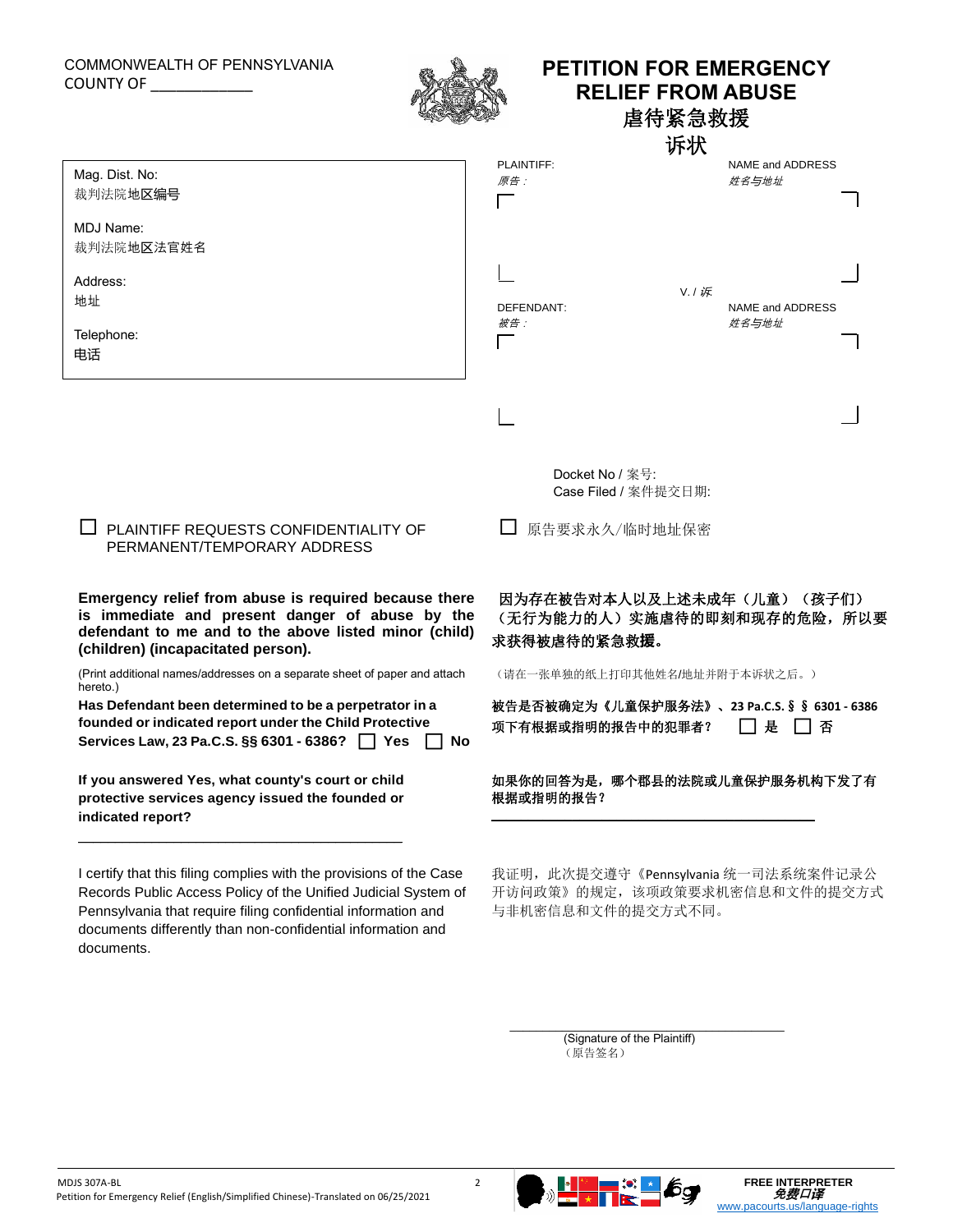COMMONWEALTH OF PENNSYLVANIA
COUNTY OF ____________

# PETITION FOR EMERGENCY RELIEF FROM ABUSE
# 虐待紧急救援诉状

Mag. Dist. No:
裁判法院地区编号

MDJ Name:
裁判法院地区法官姓名

Address:
地址

Telephone:
电话

PLAINTIFF: NAME and ADDRESS
*原告：* *姓名与地址*

V. / *诉*

DEFENDANT: NAME and ADDRESS
*被告：* *姓名与地址*

Docket No / 案号:
Case Filed / 案件提交日期:

☐ PLAINTIFF REQUESTS CONFIDENTIALITY OF PERMANENT/TEMPORARY ADDRESS

☐ 原告要求永久/临时地址保密

**Emergency relief from abuse is required because there is immediate and present danger of abuse by the defendant to me and to the above listed minor (child) (children) (incapacitated person).**

**因为存在被告对本人以及上述未成年（儿童）（孩子们）（无行为能力的人）实施虐待的即刻和现存的危险，所以要求获得被虐待的紧急救援。**

(Print additional names/addresses on a separate sheet of paper and attach hereto.)

（请在一张单独的纸上打印其他姓名/地址并附于本诉状之后。）

**Has Defendant been determined to be a perpetrator in a founded or indicated report under the Child Protective Services Law, 23 Pa.C.S. §§ 6301 - 6386?** ☐ **Yes** ☐ **No**

**被告是否被确定为《儿童保护服务法》、23 Pa.C.S. §§ 6301 - 6386 项下有根据或指明的报告中的犯罪者？** ☐ **是** ☐ **否**

**If you answered Yes, what county's court or child protective services agency issued the founded or indicated report?**

_________________________________________

**如果你的回答为是，哪个郡县的法院或儿童保护服务机构下发了有根据或指明的报告？**

_________________________________________

I certify that this filing complies with the provisions of the Case Records Public Access Policy of the Unified Judicial System of Pennsylvania that require filing confidential information and documents differently than non-confidential information and documents.

我证明，此次提交遵守《Pennsylvania 统一司法系统案件记录公开访问政策》的规定，该项政策要求机密信息和文件的提交方式与非机密信息和文件的提交方式不同。

_________________________________________
(Signature of the Plaintiff)
（原告签名）

MDJS 307A-BL
Petition for Emergency Relief (English/Simplified Chinese)-Translated on 06/25/2021

FREE INTERPRETER
***免费口译***
www.pacourts.us/language-rights